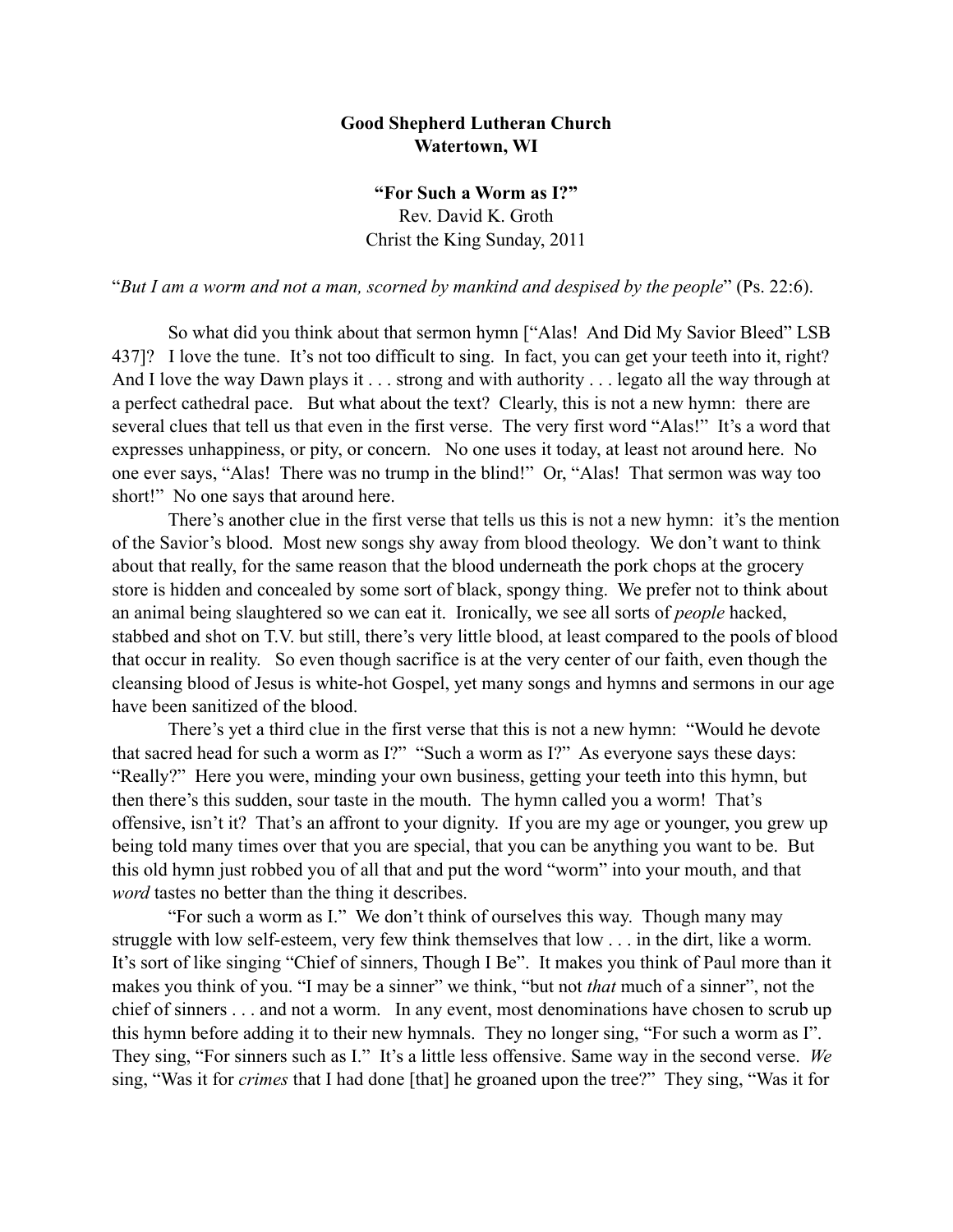**Good Shepherd Lutheran Church**
**Watertown, WI**

**"For Such a Worm as I?"**
Rev. David K. Groth
Christ the King Sunday, 2011

"*But I am a worm and not a man, scorned by mankind and despised by the people*" (Ps. 22:6).

So what did you think about that sermon hymn ["Alas! And Did My Savior Bleed" LSB 437]? I love the tune. It's not too difficult to sing. In fact, you can get your teeth into it, right? And I love the way Dawn plays it . . . strong and with authority . . . legato all the way through at a perfect cathedral pace. But what about the text? Clearly, this is not a new hymn: there are several clues that tell us that even in the first verse. The very first word "Alas!" It's a word that expresses unhappiness, or pity, or concern. No one uses it today, at least not around here. No one ever says, "Alas! There was no trump in the blind!" Or, "Alas! That sermon was way too short!" No one says that around here.

There's another clue in the first verse that tells us this is not a new hymn: it's the mention of the Savior's blood. Most new songs shy away from blood theology. We don't want to think about that really, for the same reason that the blood underneath the pork chops at the grocery store is hidden and concealed by some sort of black, spongy thing. We prefer not to think about an animal being slaughtered so we can eat it. Ironically, we see all sorts of *people* hacked, stabbed and shot on T.V. but still, there's very little blood, at least compared to the pools of blood that occur in reality. So even though sacrifice is at the very center of our faith, even though the cleansing blood of Jesus is white-hot Gospel, yet many songs and hymns and sermons in our age have been sanitized of the blood.

There's yet a third clue in the first verse that this is not a new hymn: "Would he devote that sacred head for such a worm as I?" "Such a worm as I?" As everyone says these days: "Really?" Here you were, minding your own business, getting your teeth into this hymn, but then there's this sudden, sour taste in the mouth. The hymn called you a worm! That's offensive, isn't it? That's an affront to your dignity. If you are my age or younger, you grew up being told many times over that you are special, that you can be anything you want to be. But this old hymn just robbed you of all that and put the word "worm" into your mouth, and that *word* tastes no better than the thing it describes.

"For such a worm as I." We don't think of ourselves this way. Though many may struggle with low self-esteem, very few think themselves that low . . . in the dirt, like a worm. It's sort of like singing "Chief of sinners, Though I Be". It makes you think of Paul more than it makes you think of you. "I may be a sinner" we think, "but not *that* much of a sinner", not the chief of sinners . . . and not a worm. In any event, most denominations have chosen to scrub up this hymn before adding it to their new hymnals. They no longer sing, "For such a worm as I". They sing, "For sinners such as I." It's a little less offensive. Same way in the second verse. *We* sing, "Was it for *crimes* that I had done [that] he groaned upon the tree?" They sing, "Was it for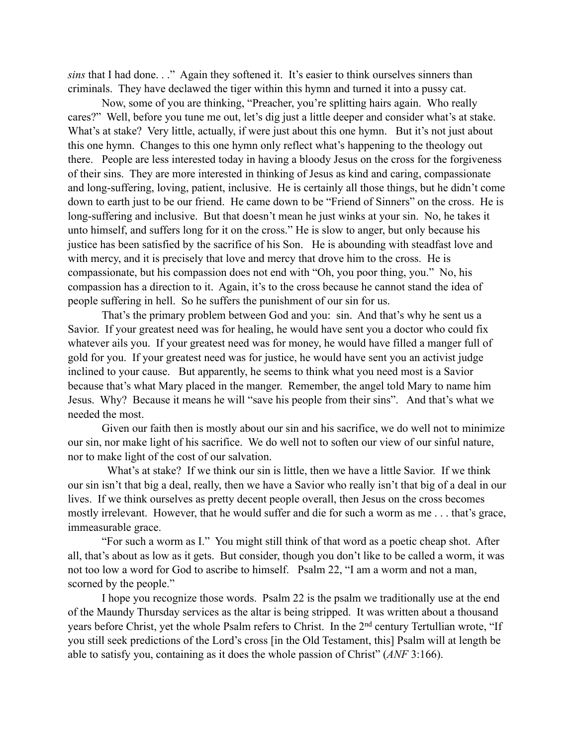*sins* that I had done. . ."  Again they softened it.  It's easier to think ourselves sinners than criminals.  They have declawed the tiger within this hymn and turned it into a pussy cat.

Now, some of you are thinking, "Preacher, you're splitting hairs again.  Who really cares?"  Well, before you tune me out, let's dig just a little deeper and consider what's at stake.  What's at stake?  Very little, actually, if were just about this one hymn.   But it's not just about this one hymn.  Changes to this one hymn only reflect what's happening to the theology out there.   People are less interested today in having a bloody Jesus on the cross for the forgiveness of their sins.  They are more interested in thinking of Jesus as kind and caring, compassionate and long-suffering, loving, patient, inclusive.  He is certainly all those things, but he didn't come down to earth just to be our friend.  He came down to be "Friend of Sinners" on the cross.  He is long-suffering and inclusive.  But that doesn't mean he just winks at your sin.  No, he takes it unto himself, and suffers long for it on the cross." He is slow to anger, but only because his justice has been satisfied by the sacrifice of his Son.   He is abounding with steadfast love and with mercy, and it is precisely that love and mercy that drove him to the cross.  He is compassionate, but his compassion does not end with "Oh, you poor thing, you."  No, his compassion has a direction to it.  Again, it's to the cross because he cannot stand the idea of people suffering in hell.  So he suffers the punishment of our sin for us.

That's the primary problem between God and you:  sin.  And that's why he sent us a Savior.  If your greatest need was for healing, he would have sent you a doctor who could fix whatever ails you.  If your greatest need was for money, he would have filled a manger full of gold for you.  If your greatest need was for justice, he would have sent you an activist judge inclined to your cause.   But apparently, he seems to think what you need most is a Savior because that's what Mary placed in the manger.  Remember, the angel told Mary to name him Jesus.  Why?  Because it means he will "save his people from their sins".   And that's what we needed the most.

Given our faith then is mostly about our sin and his sacrifice, we do well not to minimize our sin, nor make light of his sacrifice.  We do well not to soften our view of our sinful nature, nor to make light of the cost of our salvation.

What's at stake?  If we think our sin is little, then we have a little Savior.  If we think our sin isn't that big a deal, really, then we have a Savior who really isn't that big of a deal in our lives.  If we think ourselves as pretty decent people overall, then Jesus on the cross becomes mostly irrelevant.  However, that he would suffer and die for such a worm as me . . . that's grace, immeasurable grace.

"For such a worm as I."  You might still think of that word as a poetic cheap shot.  After all, that's about as low as it gets.  But consider, though you don't like to be called a worm, it was not too low a word for God to ascribe to himself.   Psalm 22, "I am a worm and not a man, scorned by the people."

I hope you recognize those words.  Psalm 22 is the psalm we traditionally use at the end of the Maundy Thursday services as the altar is being stripped.  It was written about a thousand years before Christ, yet the whole Psalm refers to Christ.  In the 2nd century Tertullian wrote, "If you still seek predictions of the Lord's cross [in the Old Testament, this] Psalm will at length be able to satisfy you, containing as it does the whole passion of Christ" (*ANF* 3:166).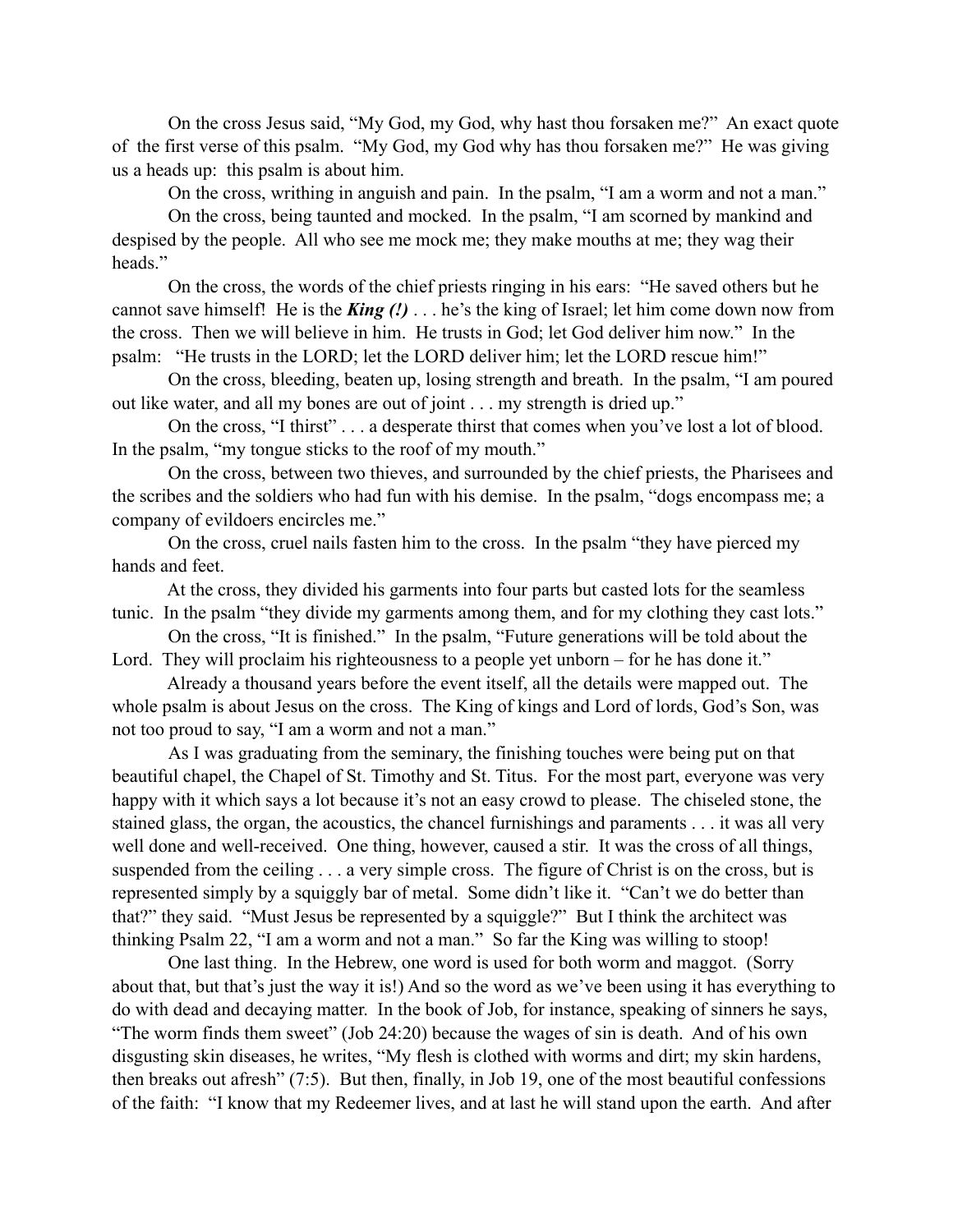On the cross Jesus said, "My God, my God, why hast thou forsaken me?" An exact quote of the first verse of this psalm. "My God, my God why has thou forsaken me?" He was giving us a heads up: this psalm is about him.

On the cross, writhing in anguish and pain. In the psalm, "I am a worm and not a man."

On the cross, being taunted and mocked. In the psalm, "I am scorned by mankind and despised by the people. All who see me mock me; they make mouths at me; they wag their heads."

On the cross, the words of the chief priests ringing in his ears: "He saved others but he cannot save himself! He is the ***King (!)*** . . . he's the king of Israel; let him come down now from the cross. Then we will believe in him. He trusts in God; let God deliver him now." In the psalm: "He trusts in the LORD; let the LORD deliver him; let the LORD rescue him!"

On the cross, bleeding, beaten up, losing strength and breath. In the psalm, "I am poured out like water, and all my bones are out of joint . . . my strength is dried up."

On the cross, "I thirst" . . . a desperate thirst that comes when you've lost a lot of blood. In the psalm, "my tongue sticks to the roof of my mouth."

On the cross, between two thieves, and surrounded by the chief priests, the Pharisees and the scribes and the soldiers who had fun with his demise. In the psalm, "dogs encompass me; a company of evildoers encircles me."

On the cross, cruel nails fasten him to the cross. In the psalm "they have pierced my hands and feet.

At the cross, they divided his garments into four parts but casted lots for the seamless tunic. In the psalm "they divide my garments among them, and for my clothing they cast lots."

On the cross, "It is finished." In the psalm, "Future generations will be told about the Lord. They will proclaim his righteousness to a people yet unborn – for he has done it."

Already a thousand years before the event itself, all the details were mapped out. The whole psalm is about Jesus on the cross. The King of kings and Lord of lords, God's Son, was not too proud to say, "I am a worm and not a man."

As I was graduating from the seminary, the finishing touches were being put on that beautiful chapel, the Chapel of St. Timothy and St. Titus. For the most part, everyone was very happy with it which says a lot because it's not an easy crowd to please. The chiseled stone, the stained glass, the organ, the acoustics, the chancel furnishings and paraments . . . it was all very well done and well-received. One thing, however, caused a stir. It was the cross of all things, suspended from the ceiling . . . a very simple cross. The figure of Christ is on the cross, but is represented simply by a squiggly bar of metal. Some didn't like it. "Can't we do better than that?" they said. "Must Jesus be represented by a squiggle?" But I think the architect was thinking Psalm 22, "I am a worm and not a man." So far the King was willing to stoop!

One last thing. In the Hebrew, one word is used for both worm and maggot. (Sorry about that, but that's just the way it is!) And so the word as we've been using it has everything to do with dead and decaying matter. In the book of Job, for instance, speaking of sinners he says, "The worm finds them sweet" (Job 24:20) because the wages of sin is death. And of his own disgusting skin diseases, he writes, "My flesh is clothed with worms and dirt; my skin hardens, then breaks out afresh" (7:5). But then, finally, in Job 19, one of the most beautiful confessions of the faith: "I know that my Redeemer lives, and at last he will stand upon the earth. And after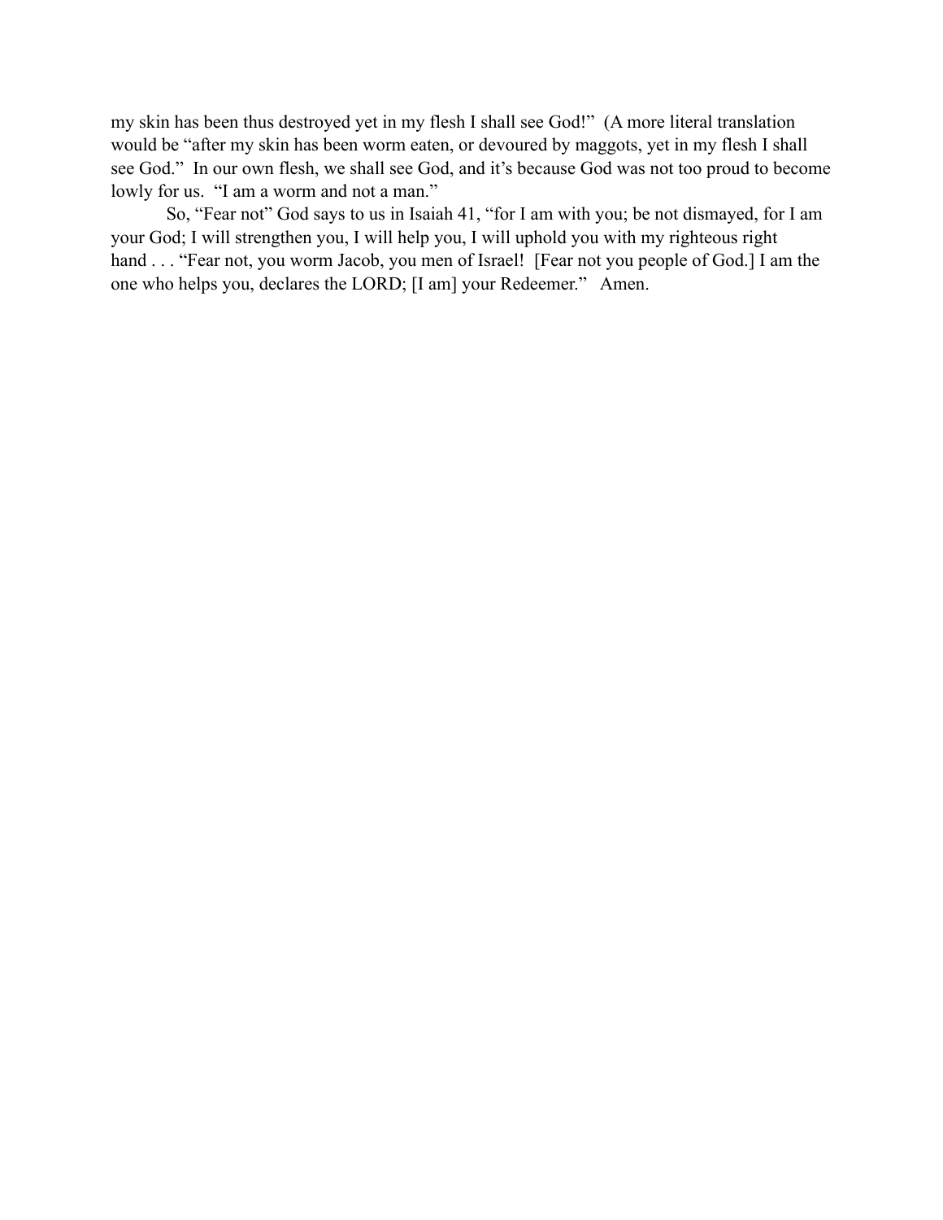my skin has been thus destroyed yet in my flesh I shall see God!" (A more literal translation would be "after my skin has been worm eaten, or devoured by maggots, yet in my flesh I shall see God." In our own flesh, we shall see God, and it's because God was not too proud to become lowly for us. "I am a worm and not a man."

So, "Fear not" God says to us in Isaiah 41, "for I am with you; be not dismayed, for I am your God; I will strengthen you, I will help you, I will uphold you with my righteous right hand . . . "Fear not, you worm Jacob, you men of Israel! [Fear not you people of God.] I am the one who helps you, declares the LORD; [I am] your Redeemer." Amen.